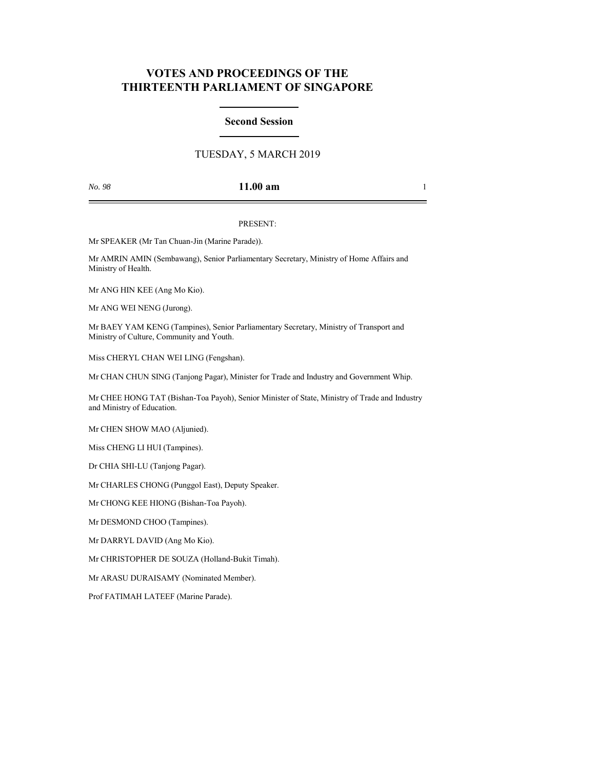# VOTES AND PROCEEDINGS OF THE THIRTEENTH PARLIAMENT OF SINGAPORE

## Second Session

TUESDAY, 5 MARCH 2019

*No. 98* **11.00 am**

PRESENT:

Mr SPEAKER (Mr Tan Chuan-Jin (Marine Parade)).

Mr AMRIN AMIN (Sembawang), Senior Parliamentary Secretary, Ministry of Home Affairs and Ministry of Health.

Mr ANG HIN KEE (Ang Mo Kio).

Mr ANG WEI NENG (Jurong).

Mr BAEY YAM KENG (Tampines), Senior Parliamentary Secretary, Ministry of Transport and Ministry of Culture, Community and Youth.

Miss CHERYL CHAN WEI LING (Fengshan).

Mr CHAN CHUN SING (Tanjong Pagar), Minister for Trade and Industry and Government Whip.

Mr CHEE HONG TAT (Bishan-Toa Payoh), Senior Minister of State, Ministry of Trade and Industry and Ministry of Education.

Mr CHEN SHOW MAO (Aljunied).

Miss CHENG LI HUI (Tampines).

Dr CHIA SHI-LU (Tanjong Pagar).

Mr CHARLES CHONG (Punggol East), Deputy Speaker.

Mr CHONG KEE HIONG (Bishan-Toa Payoh).

Mr DESMOND CHOO (Tampines).

Mr DARRYL DAVID (Ang Mo Kio).

Mr CHRISTOPHER DE SOUZA (Holland-Bukit Timah).

Mr ARASU DURAISAMY (Nominated Member).

Prof FATIMAH LATEEF (Marine Parade).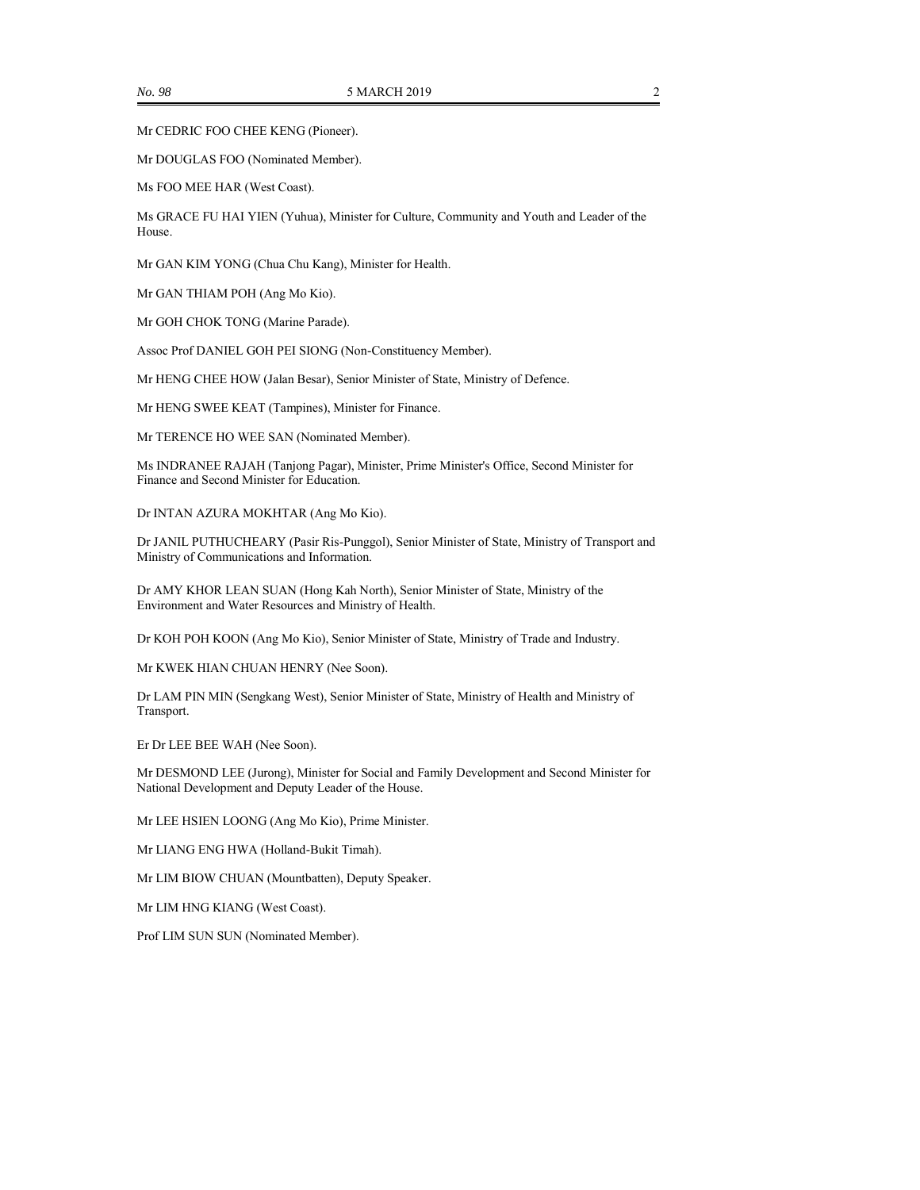Mr CEDRIC FOO CHEE KENG (Pioneer).

Mr DOUGLAS FOO (Nominated Member).

Ms FOO MEE HAR (West Coast).

Ms GRACE FU HAI YIEN (Yuhua), Minister for Culture, Community and Youth and Leader of the House.

Mr GAN KIM YONG (Chua Chu Kang), Minister for Health.

Mr GAN THIAM POH (Ang Mo Kio).

Mr GOH CHOK TONG (Marine Parade).

Assoc Prof DANIEL GOH PEI SIONG (Non-Constituency Member).

Mr HENG CHEE HOW (Jalan Besar), Senior Minister of State, Ministry of Defence.

Mr HENG SWEE KEAT (Tampines), Minister for Finance.

Mr TERENCE HO WEE SAN (Nominated Member).

Ms INDRANEE RAJAH (Tanjong Pagar), Minister, Prime Minister's Office, Second Minister for Finance and Second Minister for Education.

Dr INTAN AZURA MOKHTAR (Ang Mo Kio).

Dr JANIL PUTHUCHEARY (Pasir Ris-Punggol), Senior Minister of State, Ministry of Transport and Ministry of Communications and Information.

Dr AMY KHOR LEAN SUAN (Hong Kah North), Senior Minister of State, Ministry of the Environment and Water Resources and Ministry of Health.

Dr KOH POH KOON (Ang Mo Kio), Senior Minister of State, Ministry of Trade and Industry.

Mr KWEK HIAN CHUAN HENRY (Nee Soon).

Dr LAM PIN MIN (Sengkang West), Senior Minister of State, Ministry of Health and Ministry of Transport.

Er Dr LEE BEE WAH (Nee Soon).

Mr DESMOND LEE (Jurong), Minister for Social and Family Development and Second Minister for National Development and Deputy Leader of the House.

Mr LEE HSIEN LOONG (Ang Mo Kio), Prime Minister.

Mr LIANG ENG HWA (Holland-Bukit Timah).

Mr LIM BIOW CHUAN (Mountbatten), Deputy Speaker.

Mr LIM HNG KIANG (West Coast).

Prof LIM SUN SUN (Nominated Member).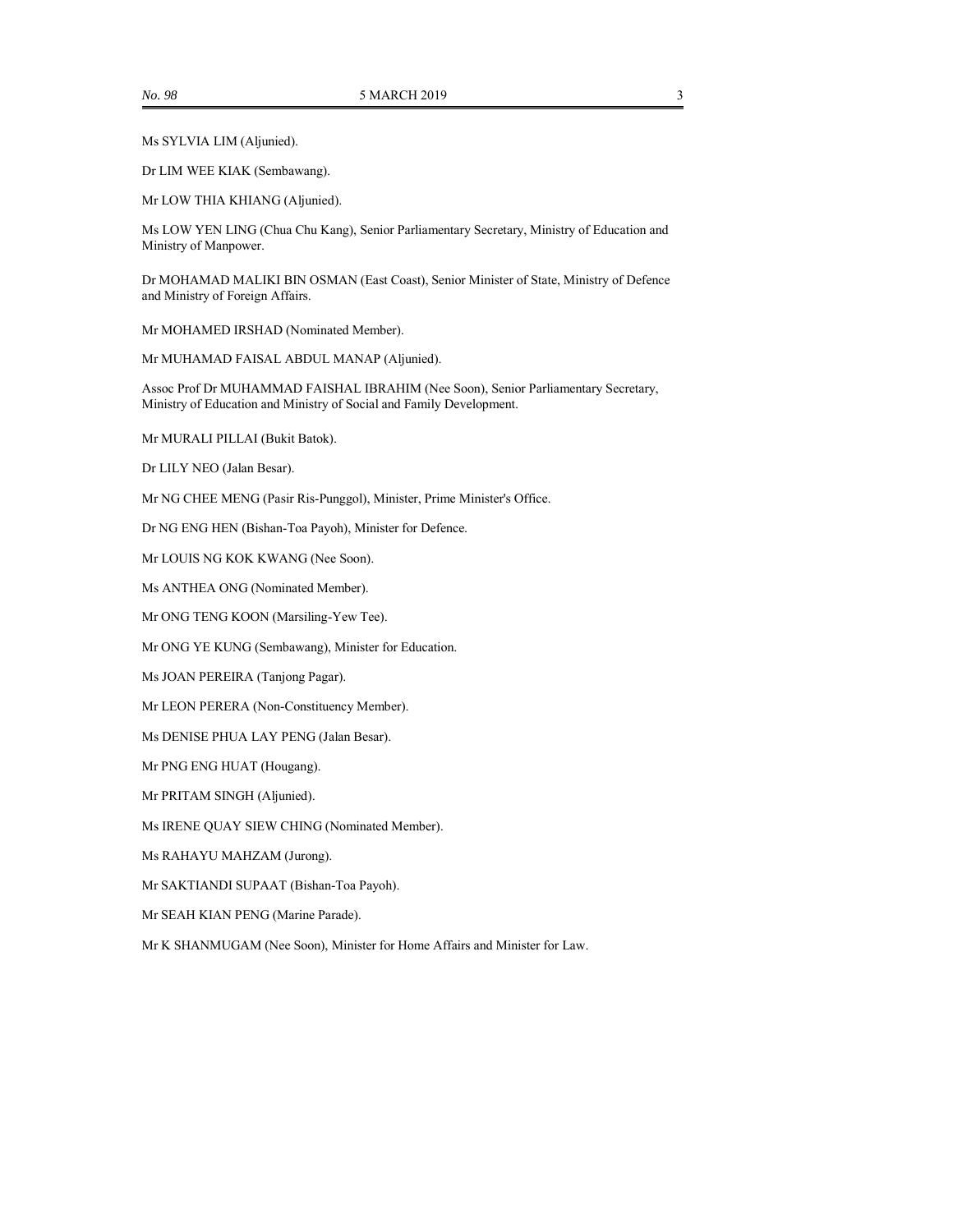Ms SYLVIA LIM (Aljunied).

Dr LIM WEE KIAK (Sembawang).

Mr LOW THIA KHIANG (Aljunied).

Ms LOW YEN LING (Chua Chu Kang), Senior Parliamentary Secretary, Ministry of Education and Ministry of Manpower.

Dr MOHAMAD MALIKI BIN OSMAN (East Coast), Senior Minister of State, Ministry of Defence and Ministry of Foreign Affairs.

Mr MOHAMED IRSHAD (Nominated Member).

Mr MUHAMAD FAISAL ABDUL MANAP (Aljunied).

Assoc Prof Dr MUHAMMAD FAISHAL IBRAHIM (Nee Soon), Senior Parliamentary Secretary, Ministry of Education and Ministry of Social and Family Development.

Mr MURALI PILLAI (Bukit Batok).

Dr LILY NEO (Jalan Besar).

Mr NG CHEE MENG (Pasir Ris-Punggol), Minister, Prime Minister's Office.

Dr NG ENG HEN (Bishan-Toa Payoh), Minister for Defence.

Mr LOUIS NG KOK KWANG (Nee Soon).

Ms ANTHEA ONG (Nominated Member).

Mr ONG TENG KOON (Marsiling-Yew Tee).

Mr ONG YE KUNG (Sembawang), Minister for Education.

Ms JOAN PEREIRA (Tanjong Pagar).

Mr LEON PERERA (Non-Constituency Member).

Ms DENISE PHUA LAY PENG (Jalan Besar).

Mr PNG ENG HUAT (Hougang).

Mr PRITAM SINGH (Aljunied).

Ms IRENE QUAY SIEW CHING (Nominated Member).

Ms RAHAYU MAHZAM (Jurong).

Mr SAKTIANDI SUPAAT (Bishan-Toa Payoh).

Mr SEAH KIAN PENG (Marine Parade).

Mr K SHANMUGAM (Nee Soon), Minister for Home Affairs and Minister for Law.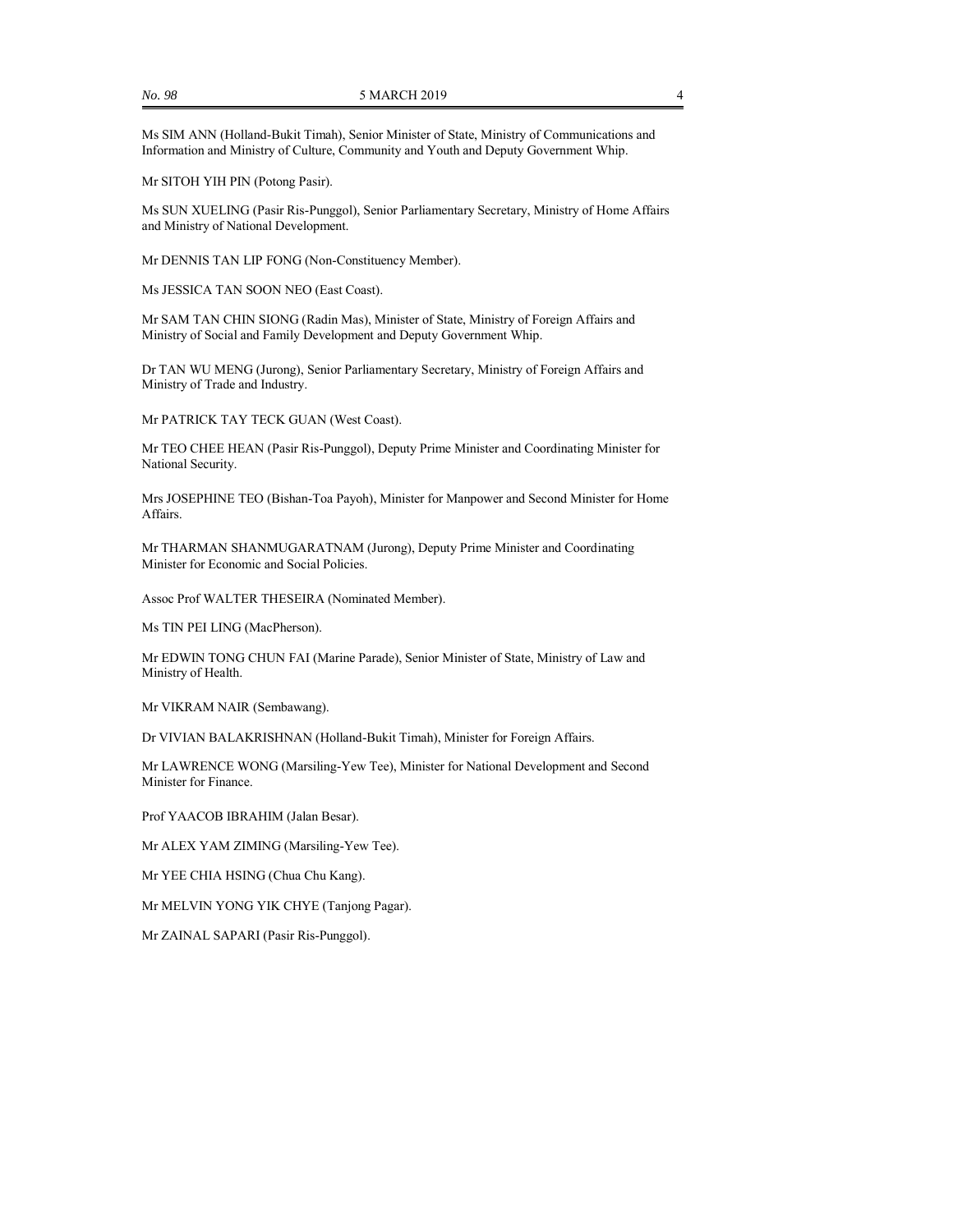Ms SIM ANN (Holland-Bukit Timah), Senior Minister of State, Ministry of Communications and Information and Ministry of Culture, Community and Youth and Deputy Government Whip.

Mr SITOH YIH PIN (Potong Pasir).

Ms SUN XUELING (Pasir Ris-Punggol), Senior Parliamentary Secretary, Ministry of Home Affairs and Ministry of National Development.

Mr DENNIS TAN LIP FONG (Non-Constituency Member).

Ms JESSICA TAN SOON NEO (East Coast).

Mr SAM TAN CHIN SIONG (Radin Mas), Minister of State, Ministry of Foreign Affairs and Ministry of Social and Family Development and Deputy Government Whip.

Dr TAN WU MENG (Jurong), Senior Parliamentary Secretary, Ministry of Foreign Affairs and Ministry of Trade and Industry.

Mr PATRICK TAY TECK GUAN (West Coast).

Mr TEO CHEE HEAN (Pasir Ris-Punggol), Deputy Prime Minister and Coordinating Minister for National Security.

Mrs JOSEPHINE TEO (Bishan-Toa Payoh), Minister for Manpower and Second Minister for Home Affairs.

Mr THARMAN SHANMUGARATNAM (Jurong), Deputy Prime Minister and Coordinating Minister for Economic and Social Policies.

Assoc Prof WALTER THESEIRA (Nominated Member).

Ms TIN PEI LING (MacPherson).

Mr EDWIN TONG CHUN FAI (Marine Parade), Senior Minister of State, Ministry of Law and Ministry of Health.

Mr VIKRAM NAIR (Sembawang).

Dr VIVIAN BALAKRISHNAN (Holland-Bukit Timah), Minister for Foreign Affairs.

Mr LAWRENCE WONG (Marsiling-Yew Tee), Minister for National Development and Second Minister for Finance.

Prof YAACOB IBRAHIM (Jalan Besar).

Mr ALEX YAM ZIMING (Marsiling-Yew Tee).

Mr YEE CHIA HSING (Chua Chu Kang).

Mr MELVIN YONG YIK CHYE (Tanjong Pagar).

Mr ZAINAL SAPARI (Pasir Ris-Punggol).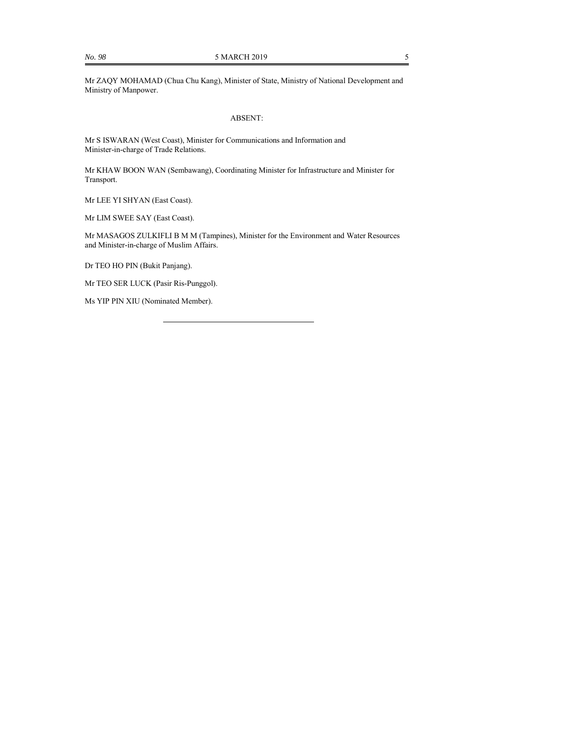Mr ZAQY MOHAMAD (Chua Chu Kang), Minister of State, Ministry of National Development and Ministry of Manpower.

ABSENT:

Mr S ISWARAN (West Coast), Minister for Communications and Information and Minister-in-charge of Trade Relations.

Mr KHAW BOON WAN (Sembawang), Coordinating Minister for Infrastructure and Minister for Transport.

Mr LEE YI SHYAN (East Coast).

Mr LIM SWEE SAY (East Coast).

Mr MASAGOS ZULKIFLI B M M (Tampines), Minister for the Environment and Water Resources and Minister-in-charge of Muslim Affairs.

Dr TEO HO PIN (Bukit Panjang).

Mr TEO SER LUCK (Pasir Ris-Punggol).

Ms YIP PIN XIU (Nominated Member).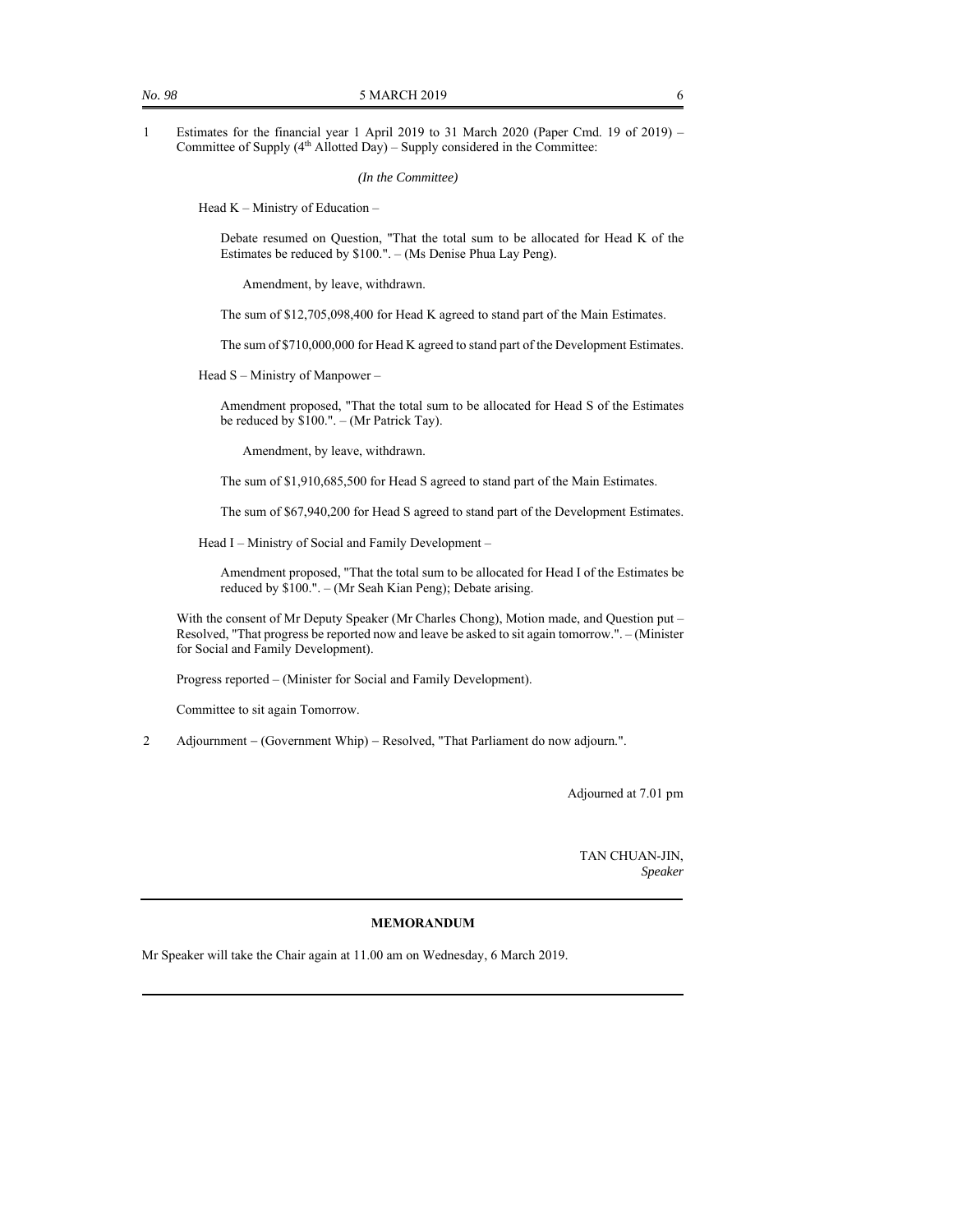1 Estimates for the financial year 1 April 2019 to 31 March 2020 (Paper Cmd. 19 of 2019) – Committee of Supply (4th Allotted Day) – Supply considered in the Committee:

*(In the Committee)*

Head K – Ministry of Education –

Debate resumed on Question, "That the total sum to be allocated for Head K of the Estimates be reduced by $100.". – (Ms Denise Phua Lay Peng).

Amendment, by leave, withdrawn.

The sum of $12,705,098,400 for Head K agreed to stand part of the Main Estimates.

The sum of $710,000,000 for Head K agreed to stand part of the Development Estimates.

Head S – Ministry of Manpower –

Amendment proposed, "That the total sum to be allocated for Head S of the Estimates be reduced by $100.". – (Mr Patrick Tay).

Amendment, by leave, withdrawn.

The sum of $1,910,685,500 for Head S agreed to stand part of the Main Estimates.

The sum of $67,940,200 for Head S agreed to stand part of the Development Estimates.

Head I – Ministry of Social and Family Development –

Amendment proposed, "That the total sum to be allocated for Head I of the Estimates be reduced by $100.". – (Mr Seah Kian Peng); Debate arising.

With the consent of Mr Deputy Speaker (Mr Charles Chong), Motion made, and Question put – Resolved, "That progress be reported now and leave be asked to sit again tomorrow.". – (Minister for Social and Family Development).

Progress reported – (Minister for Social and Family Development).

Committee to sit again Tomorrow.

2 Adjournment – (Government Whip) – Resolved, "That Parliament do now adjourn.".

Adjourned at 7.01 pm

TAN CHUAN-JIN,
*Speaker*

---

**MEMORANDUM**

Mr Speaker will take the Chair again at 11.00 am on Wednesday, 6 March 2019.